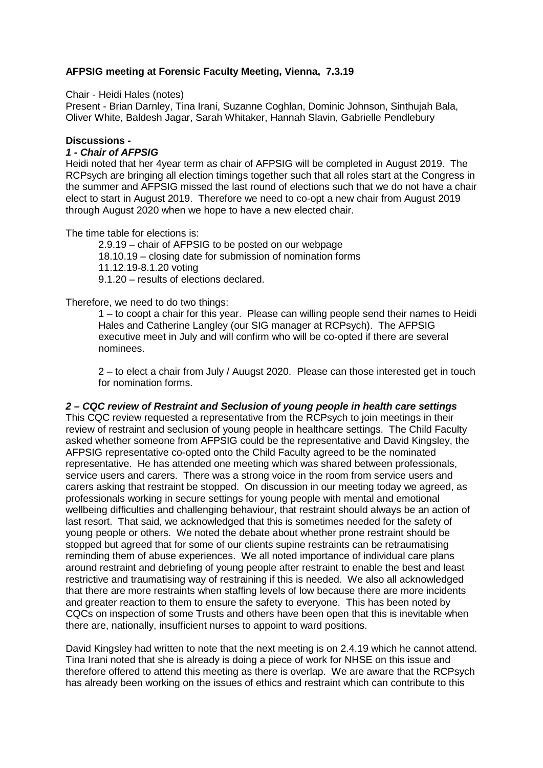**AFPSIG meeting at Forensic Faculty Meeting, Vienna, 7.3.19**

Chair - Heidi Hales (notes)
Present - Brian Darnley, Tina Irani, Suzanne Coghlan, Dominic Johnson, Sinthujah Bala, Oliver White, Baldesh Jagar, Sarah Whitaker, Hannah Slavin, Gabrielle Pendlebury

**Discussions -**

***1 - Chair of AFPSIG***

Heidi noted that her 4year term as chair of AFPSIG will be completed in August 2019. The RCPsych are bringing all election timings together such that all roles start at the Congress in the summer and AFPSIG missed the last round of elections such that we do not have a chair elect to start in August 2019. Therefore we need to co-opt a new chair from August 2019 through August 2020 when we hope to have a new elected chair.

The time table for elections is:

2.9.19 – chair of AFPSIG to be posted on our webpage
18.10.19 – closing date for submission of nomination forms
11.12.19-8.1.20 voting
9.1.20 – results of elections declared.

Therefore, we need to do two things:

1 – to coopt a chair for this year. Please can willing people send their names to Heidi Hales and Catherine Langley (our SIG manager at RCPsych). The AFPSIG executive meet in July and will confirm who will be co-opted if there are several nominees.

2 – to elect a chair from July / Auugst 2020. Please can those interested get in touch for nomination forms.

***2 – CQC review of Restraint and Seclusion of young people in health care settings***

This CQC review requested a representative from the RCPsych to join meetings in their review of restraint and seclusion of young people in healthcare settings. The Child Faculty asked whether someone from AFPSIG could be the representative and David Kingsley, the AFPSIG representative co-opted onto the Child Faculty agreed to be the nominated representative. He has attended one meeting which was shared between professionals, service users and carers. There was a strong voice in the room from service users and carers asking that restraint be stopped. On discussion in our meeting today we agreed, as professionals working in secure settings for young people with mental and emotional wellbeing difficulties and challenging behaviour, that restraint should always be an action of last resort. That said, we acknowledged that this is sometimes needed for the safety of young people or others. We noted the debate about whether prone restraint should be stopped but agreed that for some of our clients supine restraints can be retraumatising reminding them of abuse experiences. We all noted importance of individual care plans around restraint and debriefing of young people after restraint to enable the best and least restrictive and traumatising way of restraining if this is needed. We also all acknowledged that there are more restraints when staffing levels of low because there are more incidents and greater reaction to them to ensure the safety to everyone. This has been noted by CQCs on inspection of some Trusts and others have been open that this is inevitable when there are, nationally, insufficient nurses to appoint to ward positions.

David Kingsley had written to note that the next meeting is on 2.4.19 which he cannot attend. Tina Irani noted that she is already is doing a piece of work for NHSE on this issue and therefore offered to attend this meeting as there is overlap. We are aware that the RCPsych has already been working on the issues of ethics and restraint which can contribute to this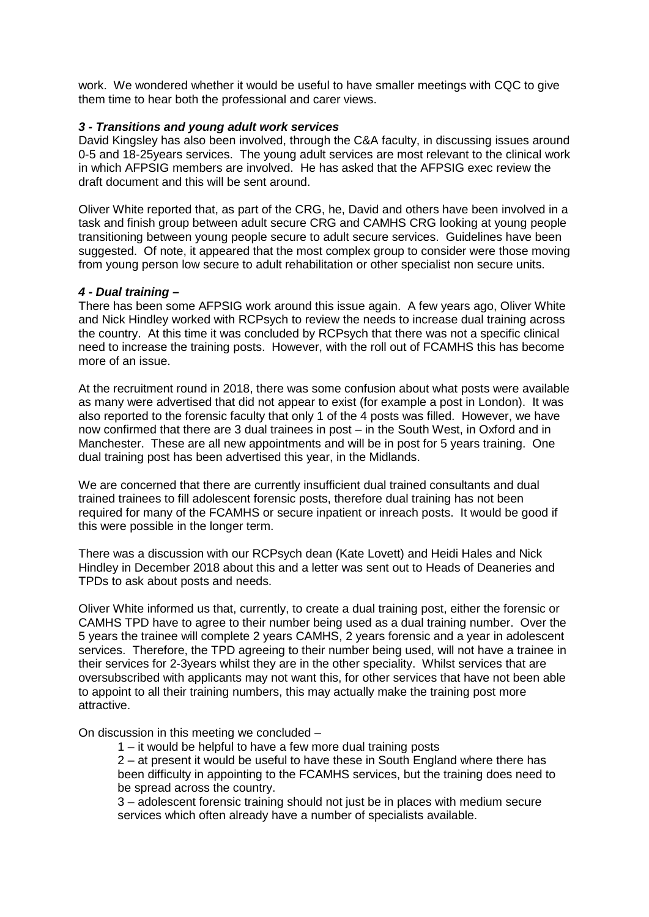work. We wondered whether it would be useful to have smaller meetings with CQC to give them time to hear both the professional and carer views.

### *3 - Transitions and young adult work services*

David Kingsley has also been involved, through the C&A faculty, in discussing issues around 0-5 and 18-25years services. The young adult services are most relevant to the clinical work in which AFPSIG members are involved. He has asked that the AFPSIG exec review the draft document and this will be sent around.

Oliver White reported that, as part of the CRG, he, David and others have been involved in a task and finish group between adult secure CRG and CAMHS CRG looking at young people transitioning between young people secure to adult secure services. Guidelines have been suggested. Of note, it appeared that the most complex group to consider were those moving from young person low secure to adult rehabilitation or other specialist non secure units.

### *4 - Dual training –*

There has been some AFPSIG work around this issue again. A few years ago, Oliver White and Nick Hindley worked with RCPsych to review the needs to increase dual training across the country. At this time it was concluded by RCPsych that there was not a specific clinical need to increase the training posts. However, with the roll out of FCAMHS this has become more of an issue.

At the recruitment round in 2018, there was some confusion about what posts were available as many were advertised that did not appear to exist (for example a post in London). It was also reported to the forensic faculty that only 1 of the 4 posts was filled. However, we have now confirmed that there are 3 dual trainees in post – in the South West, in Oxford and in Manchester. These are all new appointments and will be in post for 5 years training. One dual training post has been advertised this year, in the Midlands.

We are concerned that there are currently insufficient dual trained consultants and dual trained trainees to fill adolescent forensic posts, therefore dual training has not been required for many of the FCAMHS or secure inpatient or inreach posts. It would be good if this were possible in the longer term.

There was a discussion with our RCPsych dean (Kate Lovett) and Heidi Hales and Nick Hindley in December 2018 about this and a letter was sent out to Heads of Deaneries and TPDs to ask about posts and needs.

Oliver White informed us that, currently, to create a dual training post, either the forensic or CAMHS TPD have to agree to their number being used as a dual training number. Over the 5 years the trainee will complete 2 years CAMHS, 2 years forensic and a year in adolescent services. Therefore, the TPD agreeing to their number being used, will not have a trainee in their services for 2-3years whilst they are in the other speciality. Whilst services that are oversubscribed with applicants may not want this, for other services that have not been able to appoint to all their training numbers, this may actually make the training post more attractive.

On discussion in this meeting we concluded –

1 – it would be helpful to have a few more dual training posts

2 – at present it would be useful to have these in South England where there has been difficulty in appointing to the FCAMHS services, but the training does need to be spread across the country.

3 – adolescent forensic training should not just be in places with medium secure services which often already have a number of specialists available.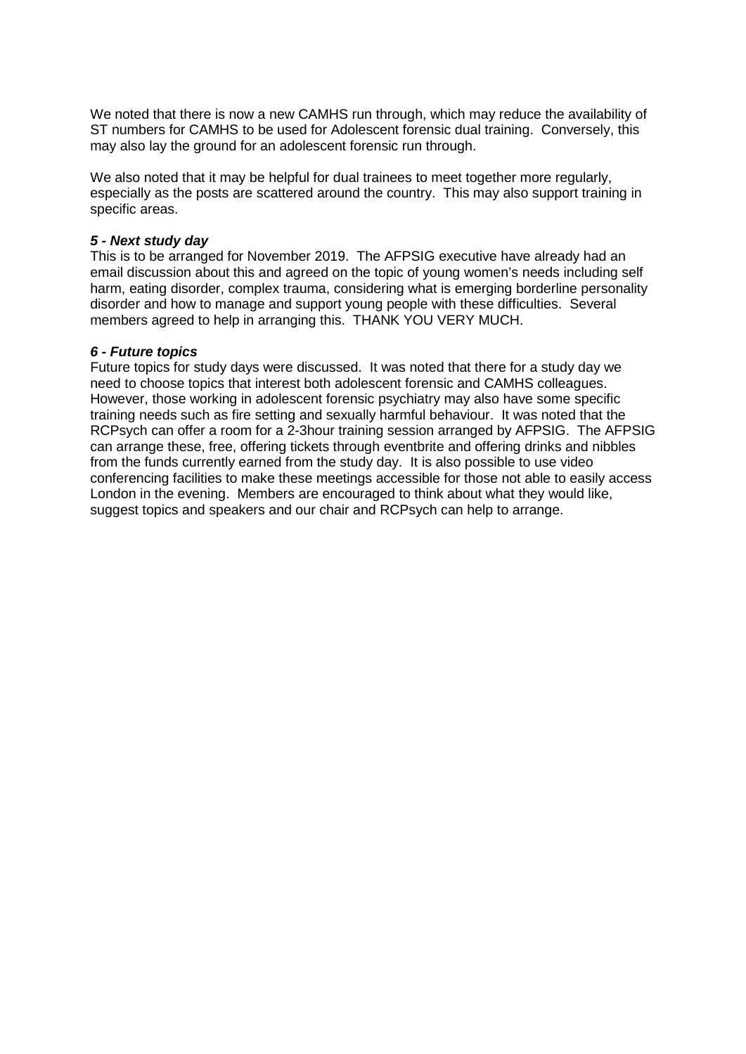We noted that there is now a new CAMHS run through, which may reduce the availability of ST numbers for CAMHS to be used for Adolescent forensic dual training. Conversely, this may also lay the ground for an adolescent forensic run through.

We also noted that it may be helpful for dual trainees to meet together more regularly, especially as the posts are scattered around the country. This may also support training in specific areas.

***5 - Next study day***

This is to be arranged for November 2019. The AFPSIG executive have already had an email discussion about this and agreed on the topic of young women's needs including self harm, eating disorder, complex trauma, considering what is emerging borderline personality disorder and how to manage and support young people with these difficulties. Several members agreed to help in arranging this. THANK YOU VERY MUCH.

***6 - Future topics***

Future topics for study days were discussed. It was noted that there for a study day we need to choose topics that interest both adolescent forensic and CAMHS colleagues. However, those working in adolescent forensic psychiatry may also have some specific training needs such as fire setting and sexually harmful behaviour. It was noted that the RCPsych can offer a room for a 2-3hour training session arranged by AFPSIG. The AFPSIG can arrange these, free, offering tickets through eventbrite and offering drinks and nibbles from the funds currently earned from the study day. It is also possible to use video conferencing facilities to make these meetings accessible for those not able to easily access London in the evening. Members are encouraged to think about what they would like, suggest topics and speakers and our chair and RCPsych can help to arrange.